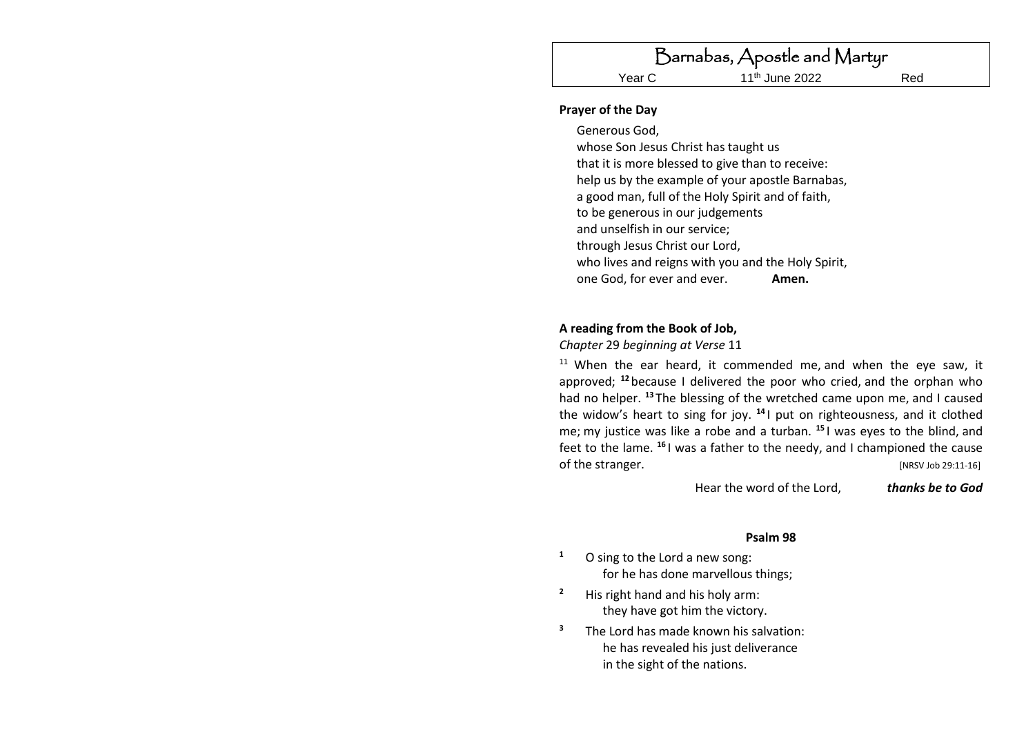# Barnabas, Apostle and Martyr

Year C | 11th June 2022 | Red

**Prayer of the Day**

Generous God,
whose Son Jesus Christ has taught us
that it is more blessed to give than to receive:
help us by the example of your apostle Barnabas,
a good man, full of the Holy Spirit and of faith,
to be generous in our judgements
and unselfish in our service;
through Jesus Christ our Lord,
who lives and reigns with you and the Holy Spirit,
one God, for ever and ever. **Amen.**

**A reading from the Book of Job,**
*Chapter* 29 *beginning at Verse* 11

[11] When the ear heard, it commended me, and when the eye saw, it approved; **[12]** because I delivered the poor who cried, and the orphan who had no helper. **[13]** The blessing of the wretched came upon me, and I caused the widow's heart to sing for joy. **[14]** I put on righteousness, and it clothed me; my justice was like a robe and a turban. **[15]** I was eyes to the blind, and feet to the lame. **[16]** I was a father to the needy, and I championed the cause of the stranger. [NRSV Job 29:11-16]

Hear the word of the Lord, ***thanks be to God***

**Psalm 98**

**1** O sing to the Lord a new song:
for he has done marvellous things;

**2** His right hand and his holy arm:
they have got him the victory.

**3** The Lord has made known his salvation:
he has revealed his just deliverance
in the sight of the nations.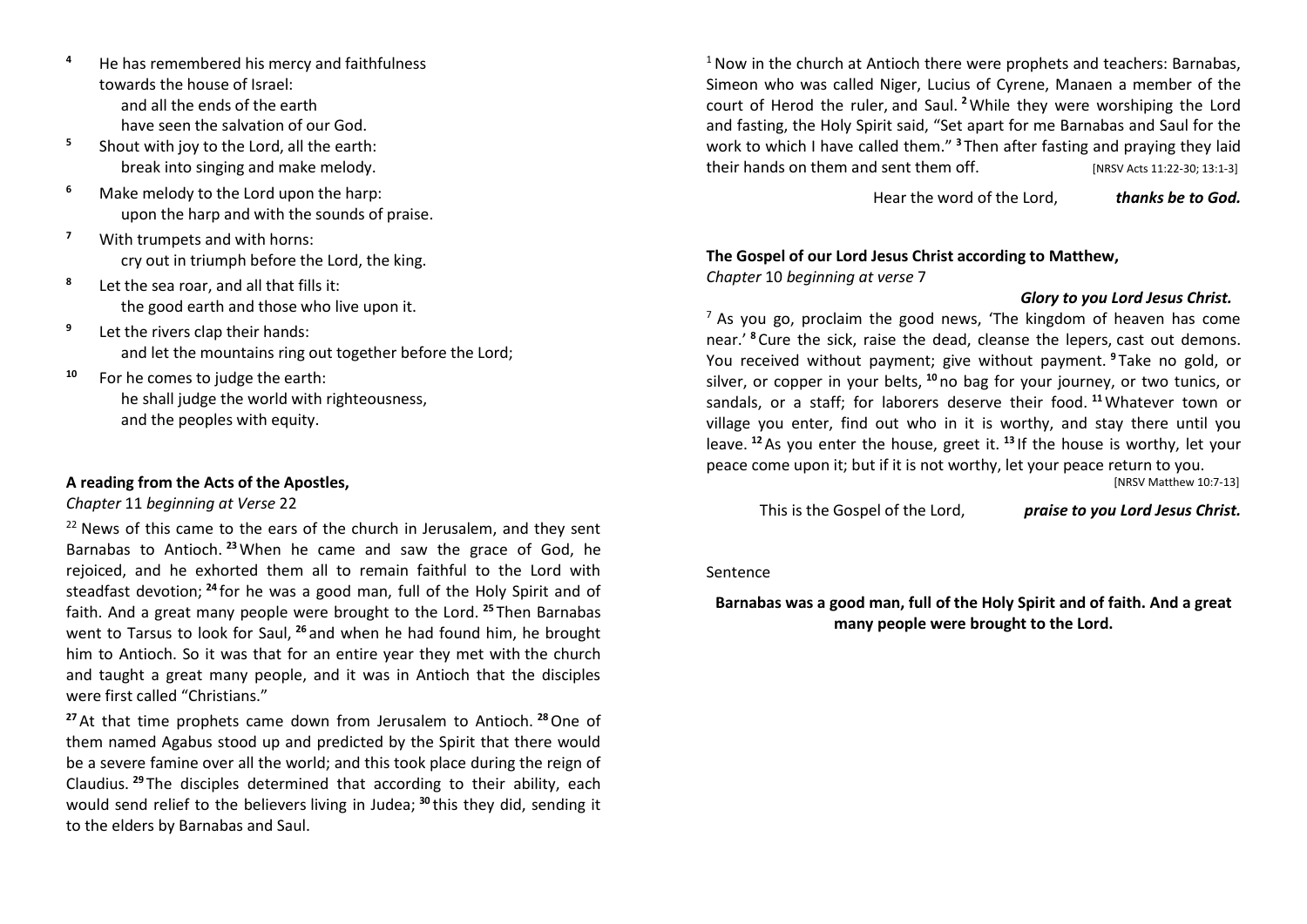[4] He has remembered his mercy and faithfulness
towards the house of Israel:
and all the ends of the earth
have seen the salvation of our God.

[5] Shout with joy to the Lord, all the earth:
break into singing and make melody.

[6] Make melody to the Lord upon the harp:
upon the harp and with the sounds of praise.

[7] With trumpets and with horns:
cry out in triumph before the Lord, the king.

[8] Let the sea roar, and all that fills it:
the good earth and those who live upon it.

[9] Let the rivers clap their hands:
and let the mountains ring out together before the Lord;

[10] For he comes to judge the earth:
he shall judge the world with righteousness,
and the peoples with equity.

**A reading from the Acts of the Apostles,**

*Chapter* 11 *beginning at Verse* 22

[22] News of this came to the ears of the church in Jerusalem, and they sent Barnabas to Antioch. [23] When he came and saw the grace of God, he rejoiced, and he exhorted them all to remain faithful to the Lord with steadfast devotion; [24] for he was a good man, full of the Holy Spirit and of faith. And a great many people were brought to the Lord. [25] Then Barnabas went to Tarsus to look for Saul, [26] and when he had found him, he brought him to Antioch. So it was that for an entire year they met with the church and taught a great many people, and it was in Antioch that the disciples were first called "Christians."

[27] At that time prophets came down from Jerusalem to Antioch. [28] One of them named Agabus stood up and predicted by the Spirit that there would be a severe famine over all the world; and this took place during the reign of Claudius. [29] The disciples determined that according to their ability, each would send relief to the believers living in Judea; [30] this they did, sending it to the elders by Barnabas and Saul.

[1] Now in the church at Antioch there were prophets and teachers: Barnabas, Simeon who was called Niger, Lucius of Cyrene, Manaen a member of the court of Herod the ruler, and Saul. [2] While they were worshiping the Lord and fasting, the Holy Spirit said, "Set apart for me Barnabas and Saul for the work to which I have called them." [3] Then after fasting and praying they laid their hands on them and sent them off. [NRSV Acts 11:22-30; 13:1-3]

Hear the word of the Lord, ***thanks be to God.***

**The Gospel of our Lord Jesus Christ according to Matthew,**

*Chapter* 10 *beginning at verse* 7

***Glory to you Lord Jesus Christ.***

[7] As you go, proclaim the good news, 'The kingdom of heaven has come near.' [8] Cure the sick, raise the dead, cleanse the lepers, cast out demons. You received without payment; give without payment. [9] Take no gold, or silver, or copper in your belts, [10] no bag for your journey, or two tunics, or sandals, or a staff; for laborers deserve their food. [11] Whatever town or village you enter, find out who in it is worthy, and stay there until you leave. [12] As you enter the house, greet it. [13] If the house is worthy, let your peace come upon it; but if it is not worthy, let your peace return to you.

[NRSV Matthew 10:7-13]

This is the Gospel of the Lord, ***praise to you Lord Jesus Christ.***

Sentence

**Barnabas was a good man, full of the Holy Spirit and of faith. And a great many people were brought to the Lord.**